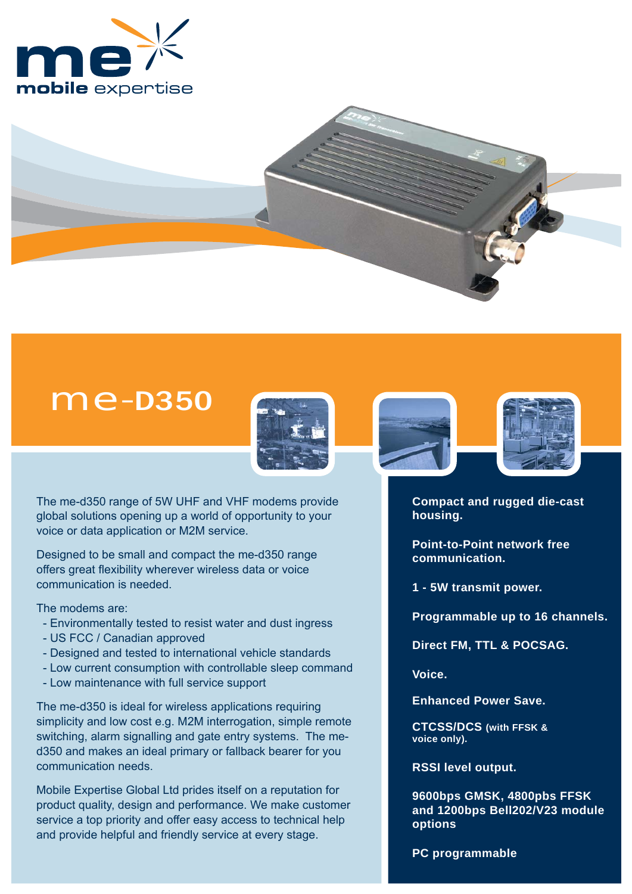# me-D350

The me-d350 range of 5W UHF and VHF modems provide global solutions opening up a world of opportunity to your voice or data application or M2M service.

Designed to be small and compact the me-d350 range offers great flexibility wherever wireless data or voice communication is needed.

The modems are:

- Environmentally tested to resist water and dust ingress
- US FCC / Canadian approved
- Designed and tested to international vehicle standards
- Low current consumption with controllable sleep command
- Low maintenance with full service support

The me-d350 is ideal for wireless applications requiring simplicity and low cost e.g. M2M interrogation, simple remote switching, alarm signalling and gate entry systems. The me-d350 and makes an ideal primary or fallback bearer for you communication needs.

Mobile Expertise Global Ltd prides itself on a reputation for product quality, design and performance. We make customer service a top priority and offer easy access to technical help and provide helpful and friendly service at every stage.

**Compact and rugged die-cast housing.**

**Point-to-Point network free communication.**

**1 - 5W transmit power.**

**Programmable up to 16 channels.**

**Direct FM, TTL & POCSAG.**

**Voice.**

**Enhanced Power Save.**

**CTCSS/DCS (with FFSK & voice only).**

**RSSI level output.**

**9600bps GMSK, 4800pbs FFSK and 1200bps Bell202/V23 module options**

**PC programmable**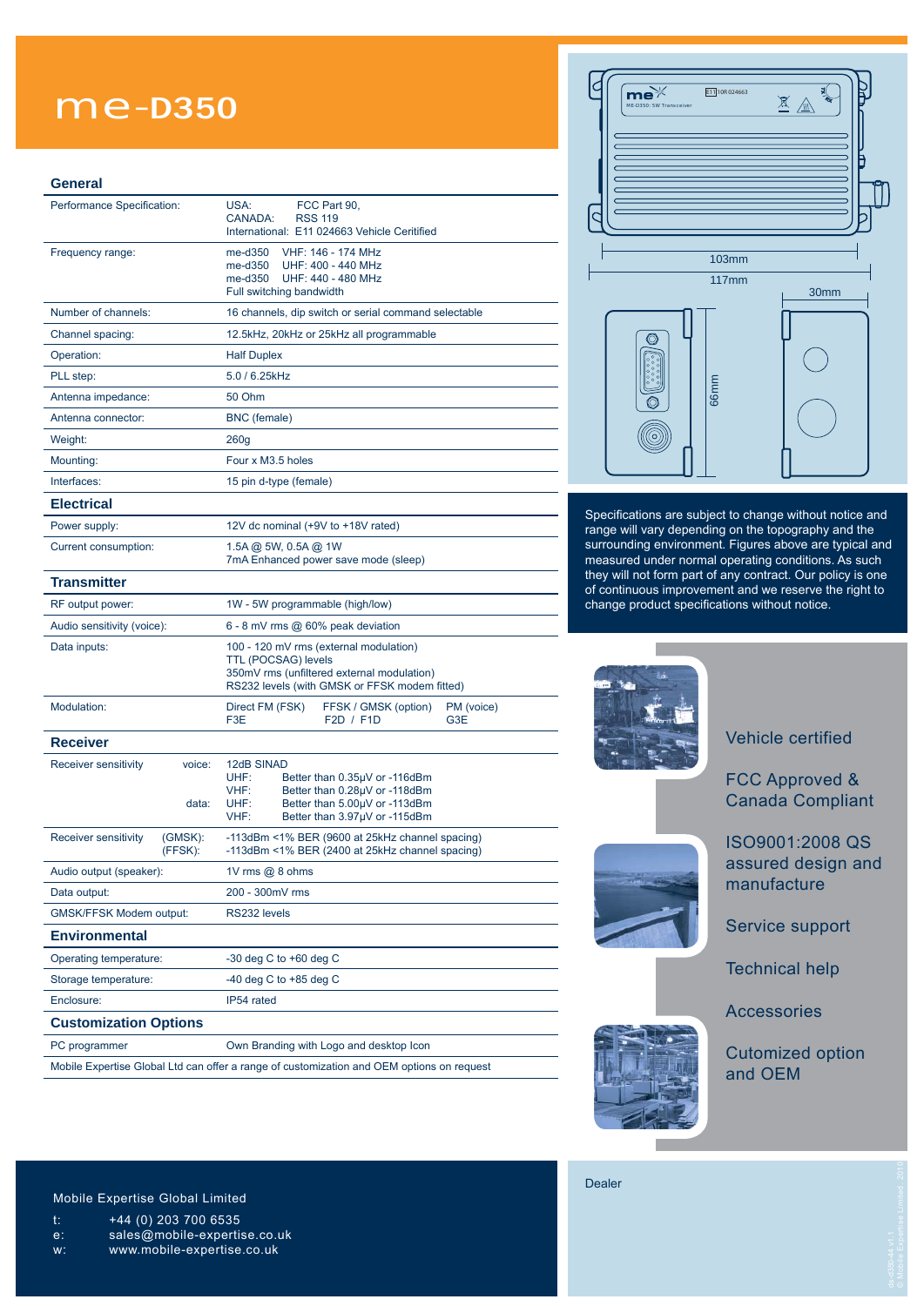# me-D350

## General

| | |
|---|---|
| Performance Specification: | USA: FCC Part 90,<br>CANADA: RSS 119<br>International: E11 024663 Vehicle Ceritified |
| Frequency range: | me-d350 VHF: 146 - 174 MHz<br>me-d350 UHF: 400 - 440 MHz<br>me-d350 UHF: 440 - 480 MHz<br>Full switching bandwidth |
| Number of channels: | 16 channels, dip switch or serial command selectable |
| Channel spacing: | 12.5kHz, 20kHz or 25kHz all programmable |
| Operation: | Half Duplex |
| PLL step: | 5.0 / 6.25kHz |
| Antenna impedance: | 50 Ohm |
| Antenna connector: | BNC (female) |
| Weight: | 260g |
| Mounting: | Four x M3.5 holes |
| Interfaces: | 15 pin d-type (female) |

## Electrical

| | |
|---|---|
| Power supply: | 12V dc nominal (+9V to +18V rated) |
| Current consumption: | 1.5A @ 5W, 0.5A @ 1W<br>7mA Enhanced power save mode (sleep) |

## Transmitter

| | |
|---|---|
| RF output power: | 1W - 5W programmable (high/low) |
| Audio sensitivity (voice): | 6 - 8 mV rms @ 60% peak deviation |
| Data inputs: | 100 - 120 mV rms (external modulation)<br>TTL (POCSAG) levels<br>350mV rms (unfiltered external modulation)<br>RS232 levels (with GMSK or FFSK modem fitted) |
| Modulation: | Direct FM (FSK) F3E; FFSK / GMSK (option) F2D / F1D; PM (voice) G3E |

## Receiver

| | |
|---|---|
| Receiver sensitivity voice: | 12dB SINAD<br>UHF: Better than 0.35µV or -116dBm<br>VHF: Better than 0.28µV or -118dBm |
| Receiver sensitivity data: | UHF: Better than 5.00µV or -113dBm<br>VHF: Better than 3.97µV or -115dBm |
| Receiver sensitivity (GMSK):<br>(FFSK): | -113dBm <1% BER (9600 at 25kHz channel spacing)<br>-113dBm <1% BER (2400 at 25kHz channel spacing) |
| Audio output (speaker): | 1V rms @ 8 ohms |
| Data output: | 200 - 300mV rms |
| GMSK/FFSK Modem output: | RS232 levels |

## Environmental

| | |
|---|---|
| Operating temperature: | -30 deg C to +60 deg C |
| Storage temperature: | -40 deg C to +85 deg C |
| Enclosure: | IP54 rated |

## Customization Options

| | |
|---|---|
| PC programmer | Own Branding with Logo and desktop Icon |

Mobile Expertise Global Ltd can offer a range of customization and OEM options on request

103mm

117mm

30mm

66mm

Specifications are subject to change without notice and range will vary depending on the topography and the surrounding environment. Figures above are typical and measured under normal operating conditions. As such they will not form part of any contract. Our policy is one of continuous improvement and we reserve the right to change product specifications without notice.

Vehicle certified

FCC Approved & Canada Compliant

ISO9001:2008 QS assured design and manufacture

Service support

Technical help

Accessories

Cutomized option and OEM

Mobile Expertise Global Limited

t: +44 (0) 203 700 6535
e: sales@mobile-expertise.co.uk
w: www.mobile-expertise.co.uk

Dealer